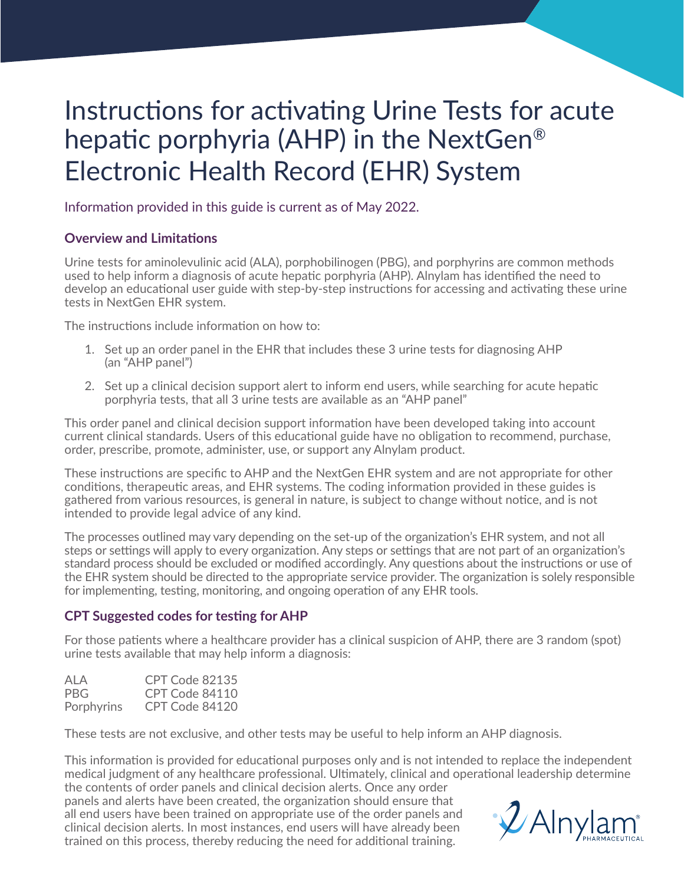# Instructions for activating Urine Tests for acute hepatic porphyria (AHP) in the NextGen® Electronic Health Record (EHR) System

Information provided in this guide is current as of May 2022.

### Overview and Limitations

Urine tests for aminolevulinic acid (ALA), porphobilinogen (PBG), and porphyrins are common methods used to help inform a diagnosis of acute hepatic porphyria (AHP). Alnylam has identified the need to develop an educational user guide with step-by-step instructions for accessing and activating these urine tests in NextGen EHR system.

The instructions include information on how to:

1. Set up an order panel in the EHR that includes these 3 urine tests for diagnosing AHP (an "AHP panel")
2. Set up a clinical decision support alert to inform end users, while searching for acute hepatic porphyria tests, that all 3 urine tests are available as an "AHP panel"

This order panel and clinical decision support information have been developed taking into account current clinical standards. Users of this educational guide have no obligation to recommend, purchase, order, prescribe, promote, administer, use, or support any Alnylam product.

These instructions are specific to AHP and the NextGen EHR system and are not appropriate for other conditions, therapeutic areas, and EHR systems. The coding information provided in these guides is gathered from various resources, is general in nature, is subject to change without notice, and is not intended to provide legal advice of any kind.

The processes outlined may vary depending on the set-up of the organization's EHR system, and not all steps or settings will apply to every organization. Any steps or settings that are not part of an organization's standard process should be excluded or modified accordingly. Any questions about the instructions or use of the EHR system should be directed to the appropriate service provider. The organization is solely responsible for implementing, testing, monitoring, and ongoing operation of any EHR tools.

### CPT Suggested codes for testing for AHP

For those patients where a healthcare provider has a clinical suspicion of AHP, there are 3 random (spot) urine tests available that may help inform a diagnosis:

| | |
|---|---|
| ALA | CPT Code 82135 |
| PBG | CPT Code 84110 |
| Porphyrins | CPT Code 84120 |

These tests are not exclusive, and other tests may be useful to help inform an AHP diagnosis.

This information is provided for educational purposes only and is not intended to replace the independent medical judgment of any healthcare professional. Ultimately, clinical and operational leadership determine the contents of order panels and clinical decision alerts. Once any order panels and alerts have been created, the organization should ensure that all end users have been trained on appropriate use of the order panels and clinical decision alerts. In most instances, end users will have already been trained on this process, thereby reducing the need for additional training.

Alnylam® PHARMACEUTICAL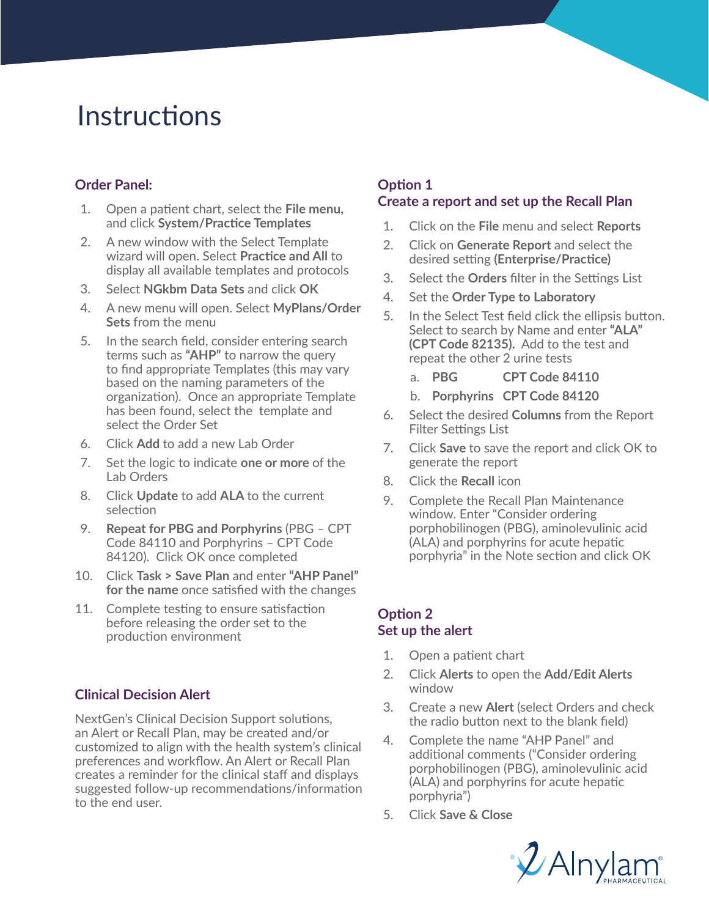# Instructions

### Order Panel:

1. Open a patient chart, select the **File menu,** and click **System/Practice Templates**
2. A new window with the Select Template wizard will open. Select **Practice and All** to display all available templates and protocols
3. Select **NGkbm Data Sets** and click **OK**
4. A new menu will open. Select **MyPlans/Order Sets** from the menu
5. In the search field, consider entering search terms such as **"AHP"** to narrow the query to find appropriate Templates (this may vary based on the naming parameters of the organization). Once an appropriate Template has been found, select the template and select the Order Set
6. Click **Add** to add a new Lab Order
7. Set the logic to indicate **one or more** of the Lab Orders
8. Click **Update** to add **ALA** to the current selection
9. **Repeat for PBG and Porphyrins** (PBG – CPT Code 84110 and Porphyrins – CPT Code 84120). Click OK once completed
10. Click **Task > Save Plan** and enter **"AHP Panel" for the name** once satisfied with the changes
11. Complete testing to ensure satisfaction before releasing the order set to the production environment

### Clinical Decision Alert

NextGen's Clinical Decision Support solutions, an Alert or Recall Plan, may be created and/or customized to align with the health system's clinical preferences and workflow. An Alert or Recall Plan creates a reminder for the clinical staff and displays suggested follow-up recommendations/information to the end user.

### Option 1
### Create a report and set up the Recall Plan

1. Click on the **File** menu and select **Reports**
2. Click on **Generate Report** and select the desired setting **(Enterprise/Practice)**
3. Select the **Orders** filter in the Settings List
4. Set the **Order Type to Laboratory**
5. In the Select Test field click the ellipsis button. Select to search by Name and enter **"ALA" (CPT Code 82135).** Add to the test and repeat the other 2 urine tests
   a. **PBG** **CPT Code 84110**
   b. **Porphyrins** **CPT Code 84120**
6. Select the desired **Columns** from the Report Filter Settings List
7. Click **Save** to save the report and click OK to generate the report
8. Click the **Recall** icon
9. Complete the Recall Plan Maintenance window. Enter "Consider ordering porphobilinogen (PBG), aminolevulinic acid (ALA) and porphyrins for acute hepatic porphyria" in the Note section and click OK

### Option 2
### Set up the alert

1. Open a patient chart
2. Click **Alerts** to open the **Add/Edit Alerts** window
3. Create a new **Alert** (select Orders and check the radio button next to the blank field)
4. Complete the name "AHP Panel" and additional comments ("Consider ordering porphobilinogen (PBG), aminolevulinic acid (ALA) and porphyrins for acute hepatic porphyria")
5. Click **Save & Close**

Alnylam PHARMACEUTICALS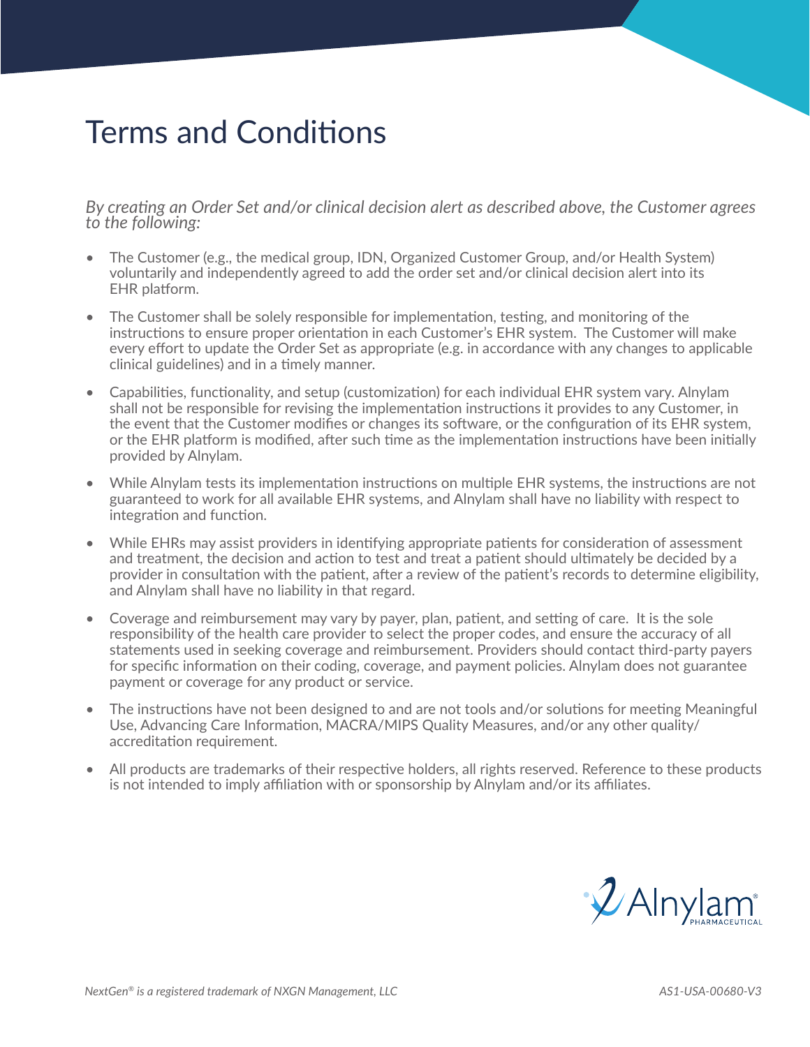# Terms and Conditions

*By creating an Order Set and/or clinical decision alert as described above, the Customer agrees to the following:*

- The Customer (e.g., the medical group, IDN, Organized Customer Group, and/or Health System) voluntarily and independently agreed to add the order set and/or clinical decision alert into its EHR platform.
- The Customer shall be solely responsible for implementation, testing, and monitoring of the instructions to ensure proper orientation in each Customer's EHR system. The Customer will make every effort to update the Order Set as appropriate (e.g. in accordance with any changes to applicable clinical guidelines) and in a timely manner.
- Capabilities, functionality, and setup (customization) for each individual EHR system vary. Alnylam shall not be responsible for revising the implementation instructions it provides to any Customer, in the event that the Customer modifies or changes its software, or the configuration of its EHR system, or the EHR platform is modified, after such time as the implementation instructions have been initially provided by Alnylam.
- While Alnylam tests its implementation instructions on multiple EHR systems, the instructions are not guaranteed to work for all available EHR systems, and Alnylam shall have no liability with respect to integration and function.
- While EHRs may assist providers in identifying appropriate patients for consideration of assessment and treatment, the decision and action to test and treat a patient should ultimately be decided by a provider in consultation with the patient, after a review of the patient's records to determine eligibility, and Alnylam shall have no liability in that regard.
- Coverage and reimbursement may vary by payer, plan, patient, and setting of care. It is the sole responsibility of the health care provider to select the proper codes, and ensure the accuracy of all statements used in seeking coverage and reimbursement. Providers should contact third-party payers for specific information on their coding, coverage, and payment policies. Alnylam does not guarantee payment or coverage for any product or service.
- The instructions have not been designed to and are not tools and/or solutions for meeting Meaningful Use, Advancing Care Information, MACRA/MIPS Quality Measures, and/or any other quality/accreditation requirement.
- All products are trademarks of their respective holders, all rights reserved. Reference to these products is not intended to imply affiliation with or sponsorship by Alnylam and/or its affiliates.

Alnylam® PHARMACEUTICALS

*NextGen® is a registered trademark of NXGN Management, LLC*

*AS1-USA-00680-V3*